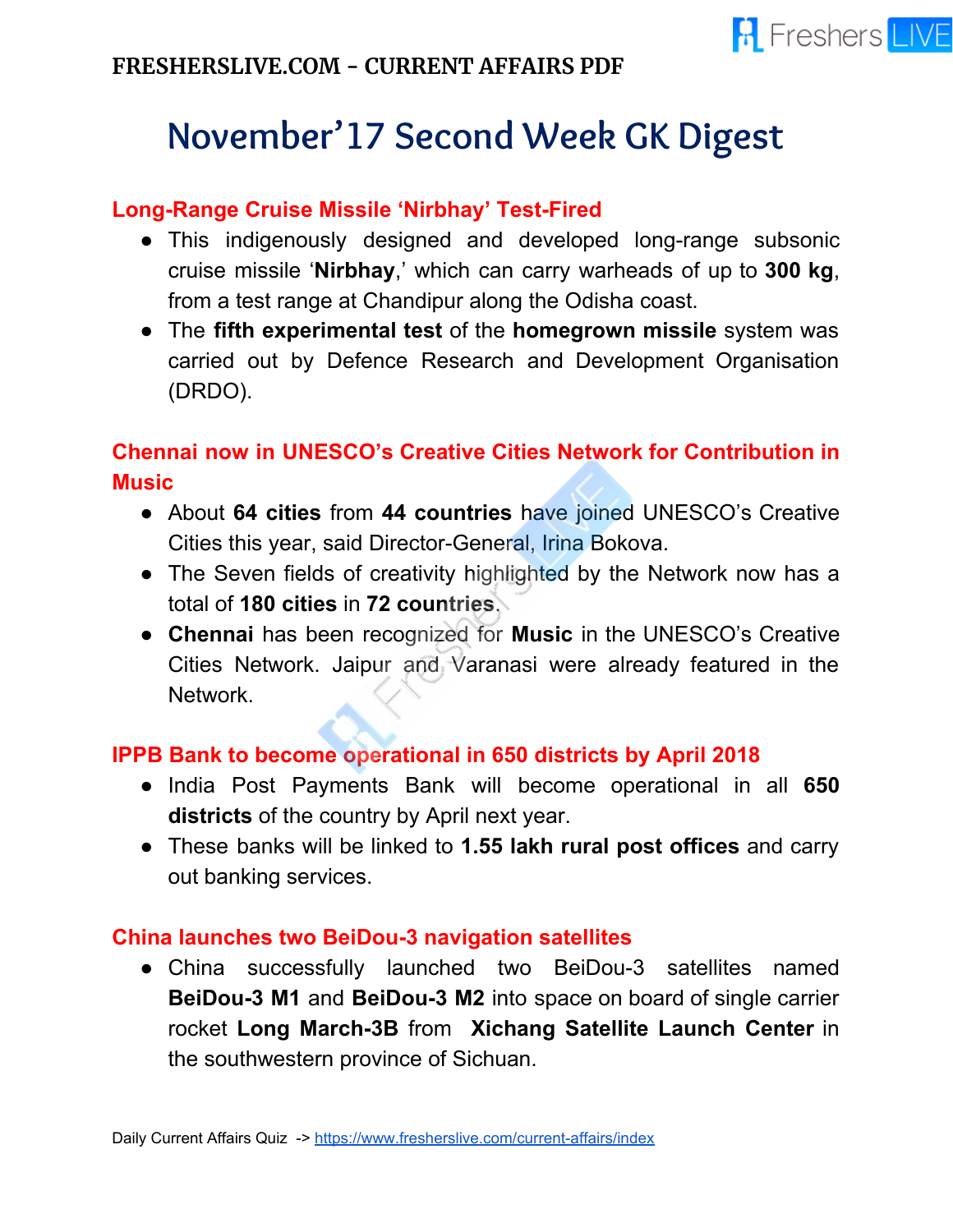# November'17 Second Week GK Digest

## Long-Range Cruise Missile 'Nirbhay' Test-Fired

- This indigenously designed and developed long-range subsonic cruise missile '**Nirbhay**,' which can carry warheads of up to **300 kg**, from a test range at Chandipur along the Odisha coast.
- The **fifth experimental test** of the **homegrown missile** system was carried out by Defence Research and Development Organisation (DRDO).

## Chennai now in UNESCO's Creative Cities Network for Contribution in Music

- About **64 cities** from **44 countries** have joined UNESCO's Creative Cities this year, said Director-General, Irina Bokova.
- The Seven fields of creativity highlighted by the Network now has a total of **180 cities** in **72 countries**.
- **Chennai** has been recognized for **Music** in the UNESCO's Creative Cities Network. Jaipur and Varanasi were already featured in the Network.

## IPPB Bank to become operational in 650 districts by April 2018

- India Post Payments Bank will become operational in all **650 districts** of the country by April next year.
- These banks will be linked to **1.55 lakh rural post offices** and carry out banking services.

## China launches two BeiDou-3 navigation satellites

- China successfully launched two BeiDou-3 satellites named **BeiDou-3 M1** and **BeiDou-3 M2** into space on board of single carrier rocket **Long March-3B** from **Xichang Satellite Launch Center** in the southwestern province of Sichuan.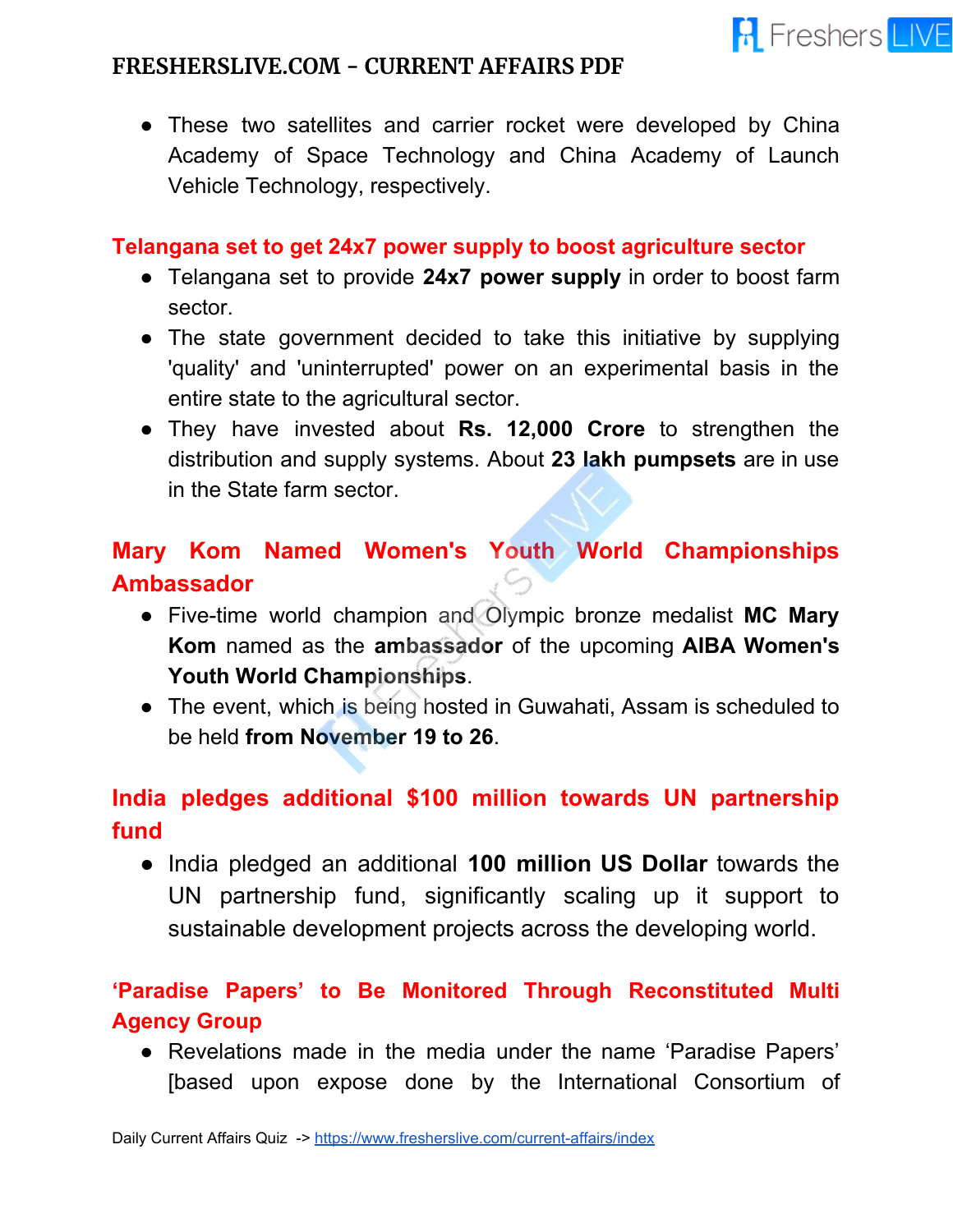- These two satellites and carrier rocket were developed by China Academy of Space Technology and China Academy of Launch Vehicle Technology, respectively.

## Telangana set to get 24x7 power supply to boost agriculture sector

- Telangana set to provide **24x7 power supply** in order to boost farm sector.
- The state government decided to take this initiative by supplying 'quality' and 'uninterrupted' power on an experimental basis in the entire state to the agricultural sector.
- They have invested about **Rs. 12,000 Crore** to strengthen the distribution and supply systems. About **23 lakh pumpsets** are in use in the State farm sector.

## Mary Kom Named Women's Youth World Championships Ambassador

- Five-time world champion and Olympic bronze medalist **MC Mary Kom** named as the **ambassador** of the upcoming **AIBA Women's Youth World Championships**.
- The event, which is being hosted in Guwahati, Assam is scheduled to be held **from November 19 to 26**.

## India pledges additional $100 million towards UN partnership fund

- India pledged an additional **100 million US Dollar** towards the UN partnership fund, significantly scaling up it support to sustainable development projects across the developing world.

## 'Paradise Papers' to Be Monitored Through Reconstituted Multi Agency Group

- Revelations made in the media under the name 'Paradise Papers' [based upon expose done by the International Consortium of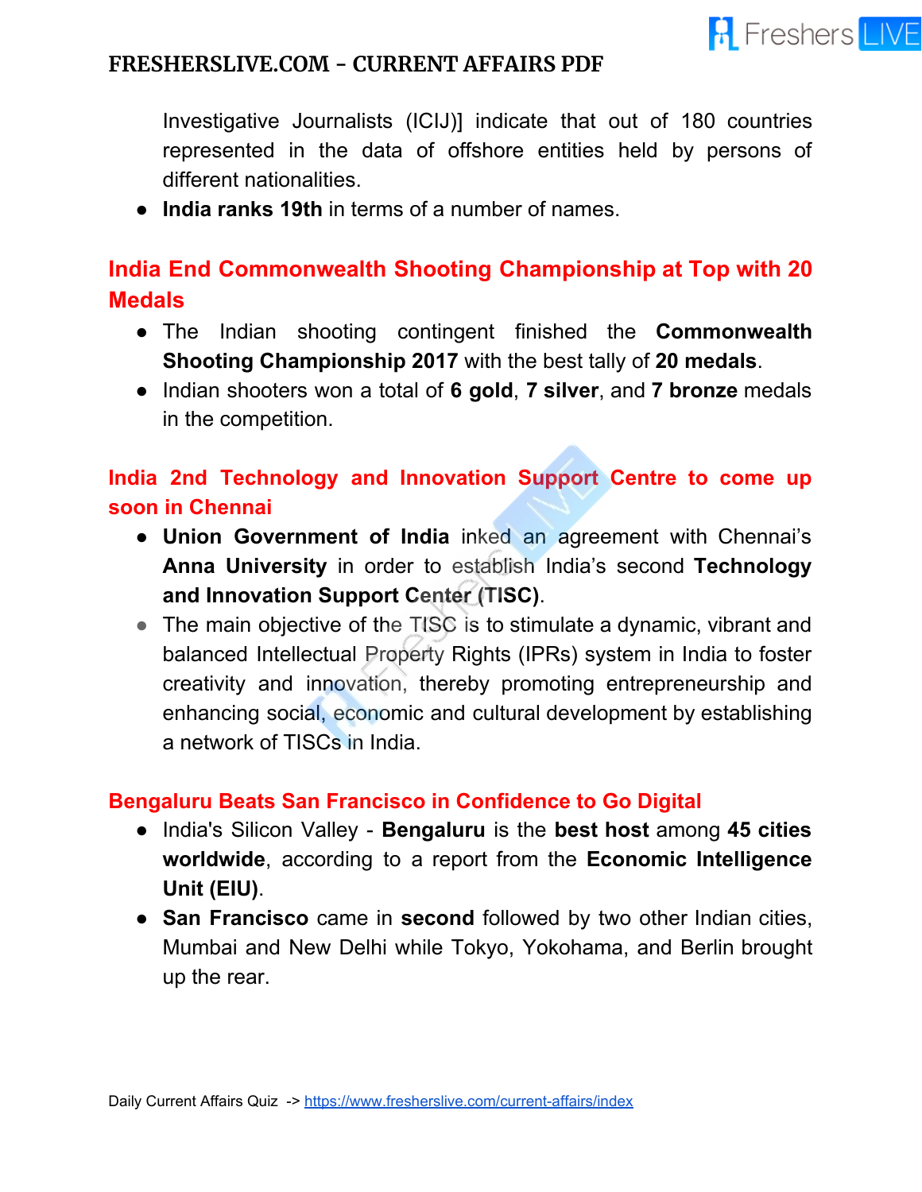Investigative Journalists (ICIJ)] indicate that out of 180 countries represented in the data of offshore entities held by persons of different nationalities.

- **India ranks 19th** in terms of a number of names.

## India End Commonwealth Shooting Championship at Top with 20 Medals

- The Indian shooting contingent finished the **Commonwealth Shooting Championship 2017** with the best tally of **20 medals**.
- Indian shooters won a total of **6 gold**, **7 silver**, and **7 bronze** medals in the competition.

## India 2nd Technology and Innovation Support Centre to come up soon in Chennai

- **Union Government of India** inked an agreement with Chennai's **Anna University** in order to establish India's second **Technology and Innovation Support Center (TISC)**.
- The main objective of the TISC is to stimulate a dynamic, vibrant and balanced Intellectual Property Rights (IPRs) system in India to foster creativity and innovation, thereby promoting entrepreneurship and enhancing social, economic and cultural development by establishing a network of TISCs in India.

## Bengaluru Beats San Francisco in Confidence to Go Digital

- India's Silicon Valley - **Bengaluru** is the **best host** among **45 cities worldwide**, according to a report from the **Economic Intelligence Unit (EIU)**.
- **San Francisco** came in **second** followed by two other Indian cities, Mumbai and New Delhi while Tokyo, Yokohama, and Berlin brought up the rear.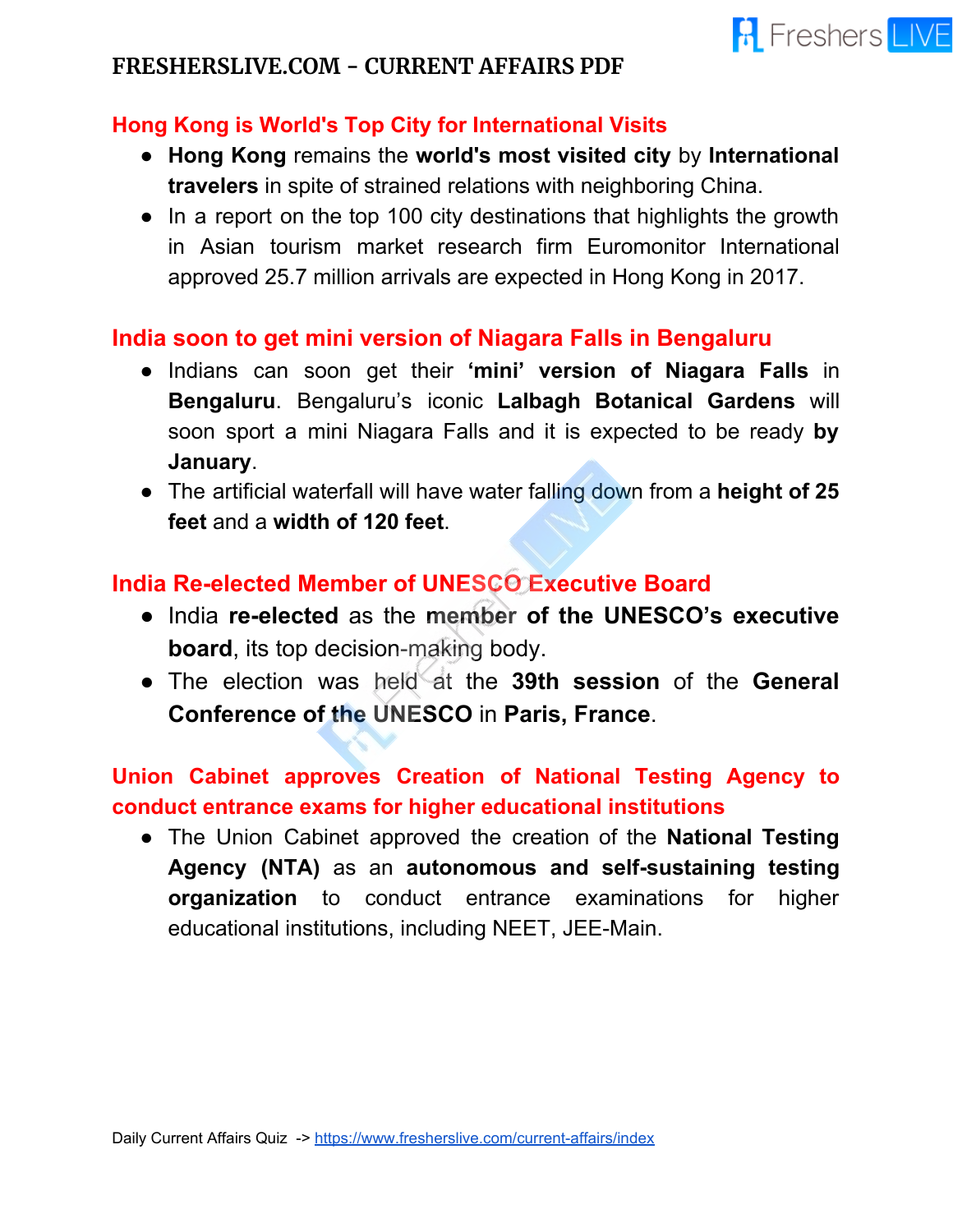## Hong Kong is World's Top City for International Visits

- **Hong Kong** remains the **world's most visited city** by **International travelers** in spite of strained relations with neighboring China.
- In a report on the top 100 city destinations that highlights the growth in Asian tourism market research firm Euromonitor International approved 25.7 million arrivals are expected in Hong Kong in 2017.

## India soon to get mini version of Niagara Falls in Bengaluru

- Indians can soon get their **'mini' version of Niagara Falls** in **Bengaluru**. Bengaluru's iconic **Lalbagh Botanical Gardens** will soon sport a mini Niagara Falls and it is expected to be ready **by January**.
- The artificial waterfall will have water falling down from a **height of 25 feet** and a **width of 120 feet**.

## India Re-elected Member of UNESCO Executive Board

- India **re-elected** as the **member of the UNESCO's executive board**, its top decision-making body.
- The election was held at the **39th session** of the **General Conference of the UNESCO** in **Paris, France**.

## Union Cabinet approves Creation of National Testing Agency to conduct entrance exams for higher educational institutions

- The Union Cabinet approved the creation of the **National Testing Agency (NTA)** as an **autonomous and self-sustaining testing organization** to conduct entrance examinations for higher educational institutions, including NEET, JEE-Main.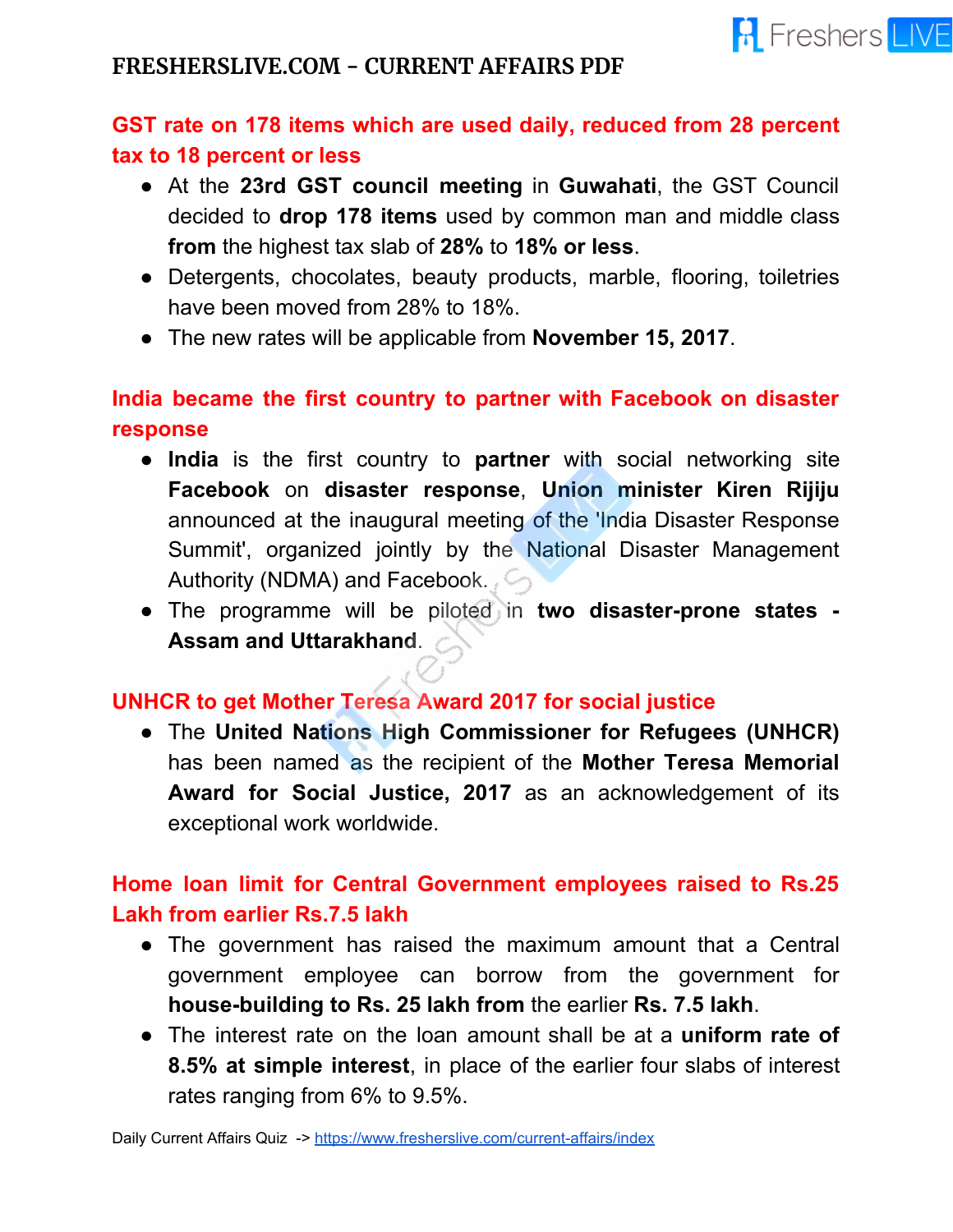## GST rate on 178 items which are used daily, reduced from 28 percent tax to 18 percent or less

- At the **23rd GST council meeting** in **Guwahati**, the GST Council decided to **drop 178 items** used by common man and middle class **from** the highest tax slab of **28%** to **18% or less**.
- Detergents, chocolates, beauty products, marble, flooring, toiletries have been moved from 28% to 18%.
- The new rates will be applicable from **November 15, 2017**.

## India became the first country to partner with Facebook on disaster response

- **India** is the first country to **partner** with social networking site **Facebook** on **disaster response**, **Union minister Kiren Rijiju** announced at the inaugural meeting of the 'India Disaster Response Summit', organized jointly by the National Disaster Management Authority (NDMA) and Facebook.
- The programme will be piloted in **two disaster-prone states - Assam and Uttarakhand**.

## UNHCR to get Mother Teresa Award 2017 for social justice

- The **United Nations High Commissioner for Refugees (UNHCR)** has been named as the recipient of the **Mother Teresa Memorial Award for Social Justice, 2017** as an acknowledgement of its exceptional work worldwide.

## Home loan limit for Central Government employees raised to Rs.25 Lakh from earlier Rs.7.5 lakh

- The government has raised the maximum amount that a Central government employee can borrow from the government for **house-building to Rs. 25 lakh from** the earlier **Rs. 7.5 lakh**.
- The interest rate on the loan amount shall be at a **uniform rate of 8.5% at simple interest**, in place of the earlier four slabs of interest rates ranging from 6% to 9.5%.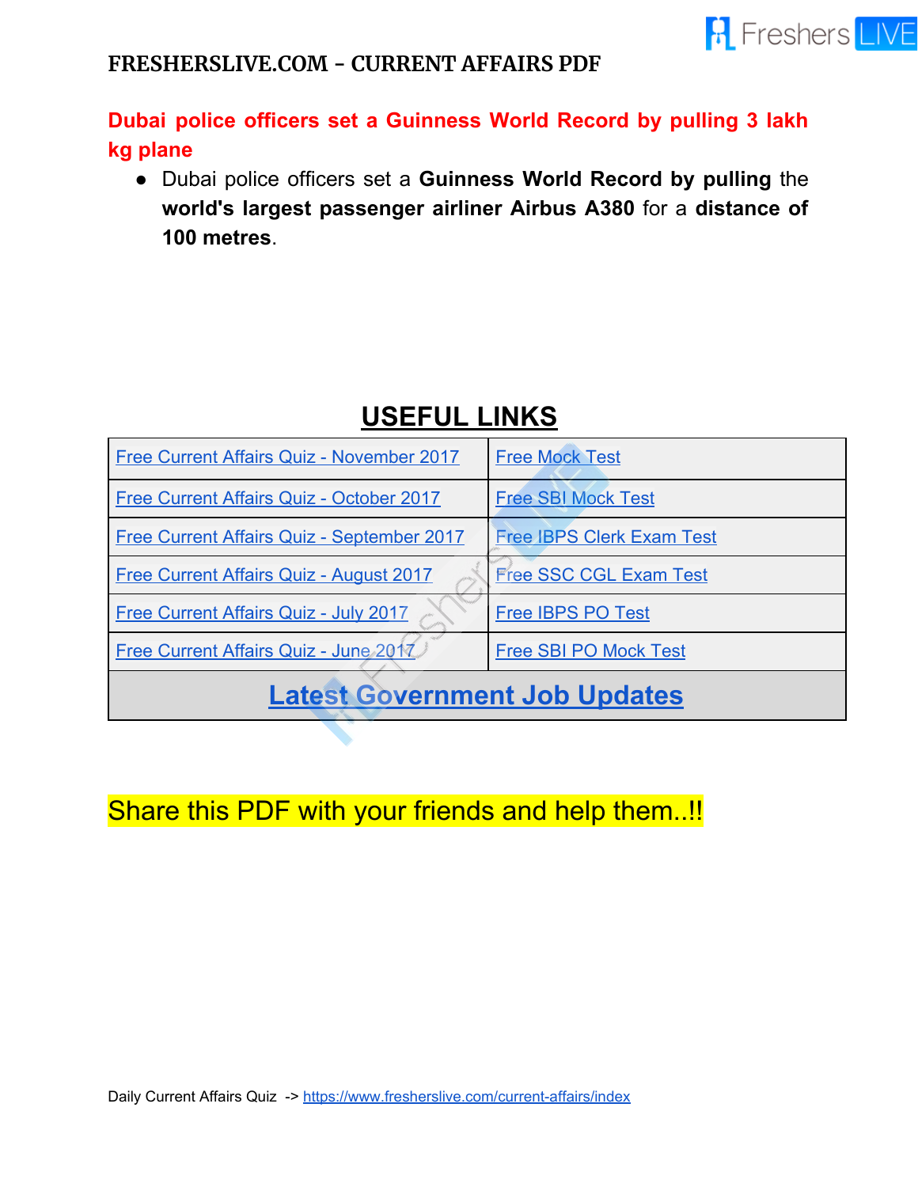## Dubai police officers set a Guinness World Record by pulling 3 lakh kg plane

- Dubai police officers set a **Guinness World Record by pulling** the **world's largest passenger airliner Airbus A380** for a **distance of 100 metres**.

## USEFUL LINKS

| | |
|---|---|
| Free Current Affairs Quiz - November 2017 | Free Mock Test |
| Free Current Affairs Quiz - October 2017 | Free SBI Mock Test |
| Free Current Affairs Quiz - September 2017 | Free IBPS Clerk Exam Test |
| Free Current Affairs Quiz - August 2017 | Free SSC CGL Exam Test |
| Free Current Affairs Quiz - July 2017 | Free IBPS PO Test |
| Free Current Affairs Quiz - June 2017 | Free SBI PO Mock Test |
| **Latest Government Job Updates** | |

Share this PDF with your friends and help them..!!

Daily Current Affairs Quiz -> https://www.fresherslive.com/current-affairs/index